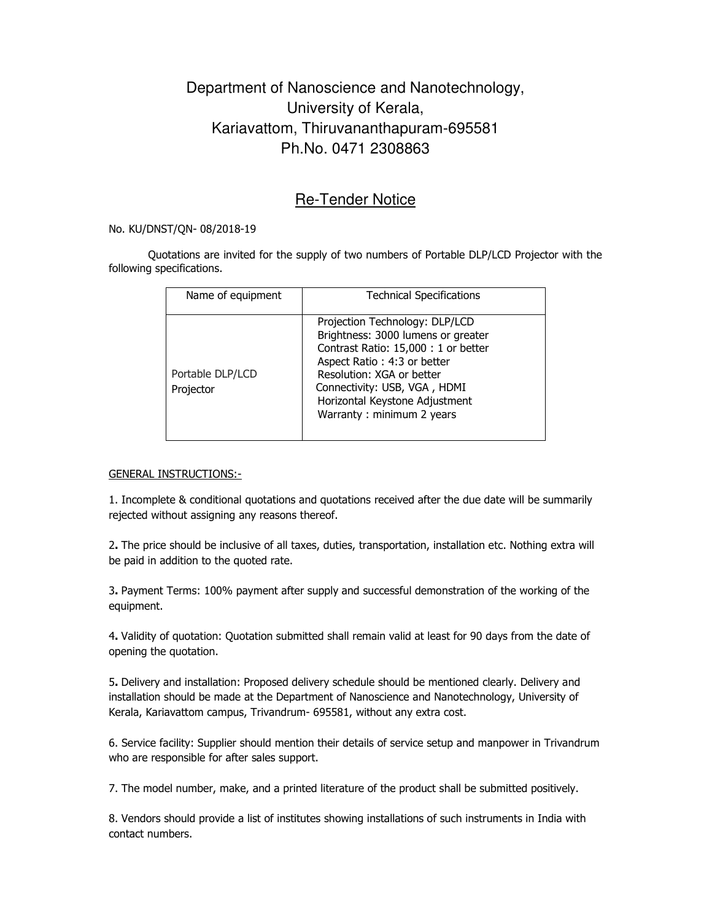# Department of Nanoscience and Nanotechnology, University of Kerala, Kariavattom, Thiruvananthapuram-695581 Ph.No. 0471 2308863

## Re-Tender Notice

No. KU/DNST/QN- 08/2018-19

Quotations are invited for the supply of two numbers of Portable DLP/LCD Projector with the following specifications.

| Name of equipment | Technical Specifications |
|---|---|
| Portable DLP/LCD Projector | Projection Technology: DLP/LCD<br>Brightness: 3000 lumens or greater<br>Contrast Ratio: 15,000 : 1 or better<br>Aspect Ratio : 4:3 or better<br>Resolution: XGA or better<br>Connectivity: USB, VGA , HDMI<br>Horizontal Keystone Adjustment<br>Warranty : minimum 2 years |

GENERAL INSTRUCTIONS:-

1. Incomplete & conditional quotations and quotations received after the due date will be summarily rejected without assigning any reasons thereof.

2. The price should be inclusive of all taxes, duties, transportation, installation etc. Nothing extra will be paid in addition to the quoted rate.

3. Payment Terms: 100% payment after supply and successful demonstration of the working of the equipment.

4. Validity of quotation: Quotation submitted shall remain valid at least for 90 days from the date of opening the quotation.

5. Delivery and installation: Proposed delivery schedule should be mentioned clearly. Delivery and installation should be made at the Department of Nanoscience and Nanotechnology, University of Kerala, Kariavattom campus, Trivandrum- 695581, without any extra cost.

6. Service facility: Supplier should mention their details of service setup and manpower in Trivandrum who are responsible for after sales support.

7. The model number, make, and a printed literature of the product shall be submitted positively.

8. Vendors should provide a list of institutes showing installations of such instruments in India with contact numbers.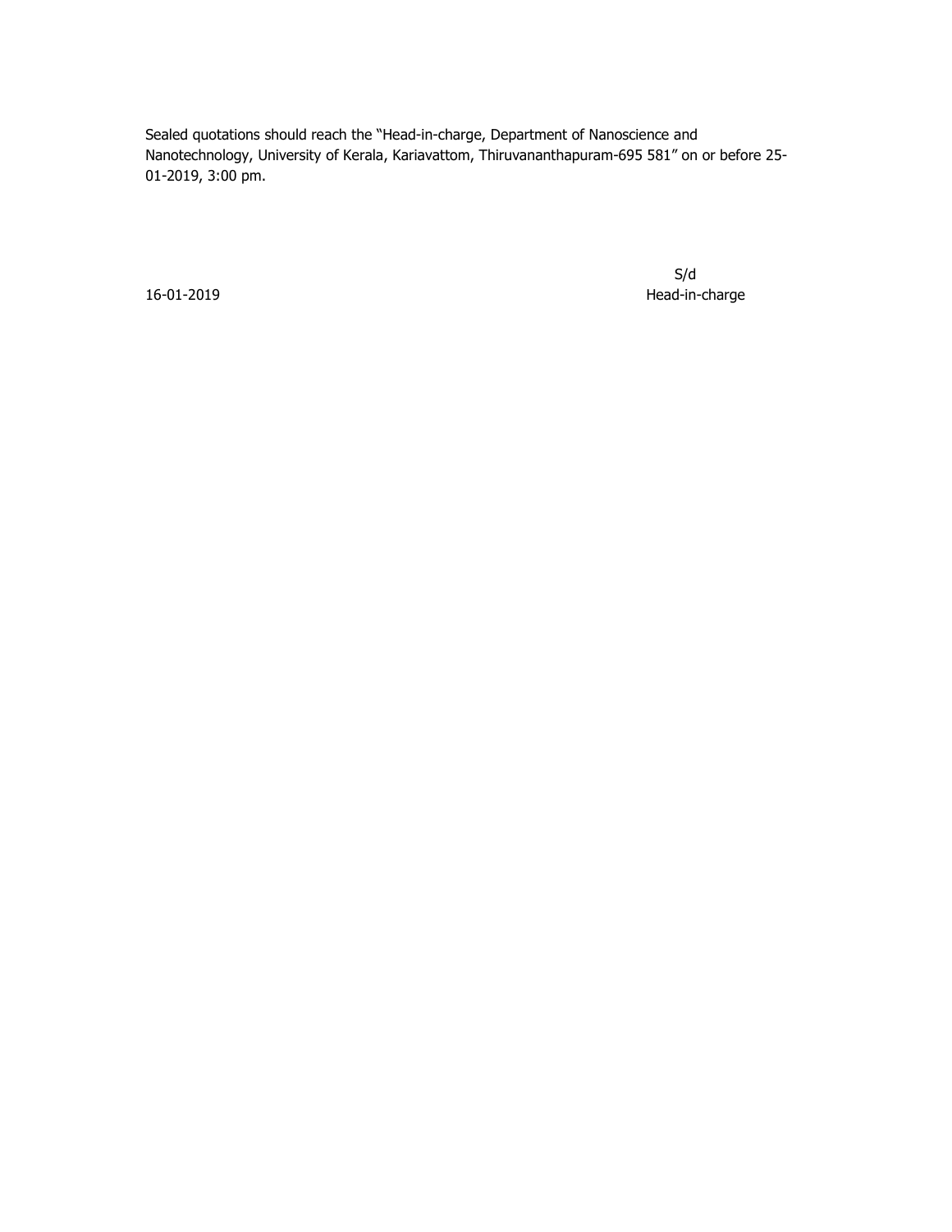Sealed quotations should reach the “Head-in-charge, Department of Nanoscience and Nanotechnology, University of Kerala, Kariavattom, Thiruvananthapuram-695 581” on or before 25-01-2019, 3:00 pm.

S/d

16-01-2019

Head-in-charge